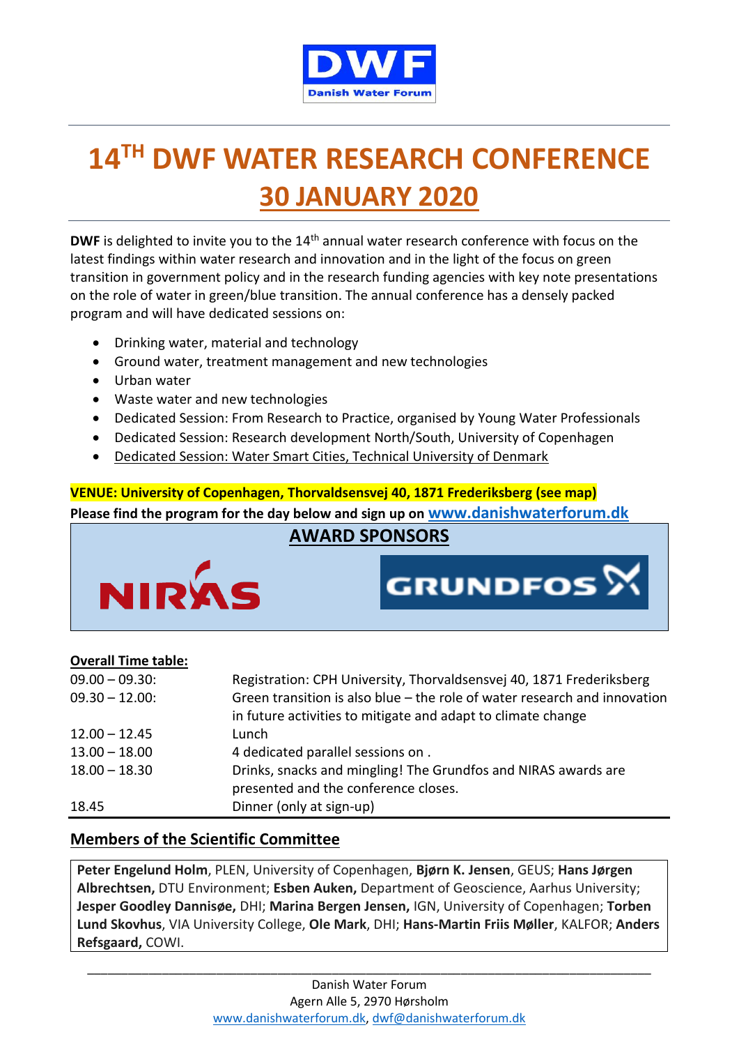DWF
Danish Water Forum

# 14TH DWF WATER RESEARCH CONFERENCE

## 30 JANUARY 2020

**DWF** is delighted to invite you to the 14th annual water research conference with focus on the latest findings within water research and innovation and in the light of the focus on green transition in government policy and in the research funding agencies with key note presentations on the role of water in green/blue transition. The annual conference has a densely packed program and will have dedicated sessions on:

- Drinking water, material and technology
- Ground water, treatment management and new technologies
- Urban water
- Waste water and new technologies
- Dedicated Session: From Research to Practice, organised by Young Water Professionals
- Dedicated Session: Research development North/South, University of Copenhagen
- Dedicated Session: Water Smart Cities, Technical University of Denmark

**VENUE: University of Copenhagen, Thorvaldsensvej 40, 1871 Frederiksberg (see map)**

**Please find the program for the day below and sign up on www.danishwaterforum.dk**

**AWARD SPONSORS**

NIRAS GRUNDFOS

**Overall Time table:**

| | |
|---|---|
| 09.00 – 09.30: | Registration: CPH University, Thorvaldsensvej 40, 1871 Frederiksberg |
| 09.30 – 12.00: | Green transition is also blue – the role of water research and innovation in future activities to mitigate and adapt to climate change |
| 12.00 – 12.45 | Lunch |
| 13.00 – 18.00 | 4 dedicated parallel sessions on . |
| 18.00 – 18.30 | Drinks, snacks and mingling! The Grundfos and NIRAS awards are presented and the conference closes. |
| 18.45 | Dinner (only at sign-up) |

## Members of the Scientific Committee

**Peter Engelund Holm**, PLEN, University of Copenhagen, **Bjørn K. Jensen**, GEUS; **Hans Jørgen Albrechtsen,** DTU Environment; **Esben Auken,** Department of Geoscience, Aarhus University; **Jesper Goodley Dannisøe,** DHI; **Marina Bergen Jensen,** IGN, University of Copenhagen; **Torben Lund Skovhus**, VIA University College, **Ole Mark**, DHI; **Hans-Martin Friis Møller**, KALFOR; **Anders Refsgaard,** COWI.

Danish Water Forum
Agern Alle 5, 2970 Hørsholm
www.danishwaterforum.dk, dwf@danishwaterforum.dk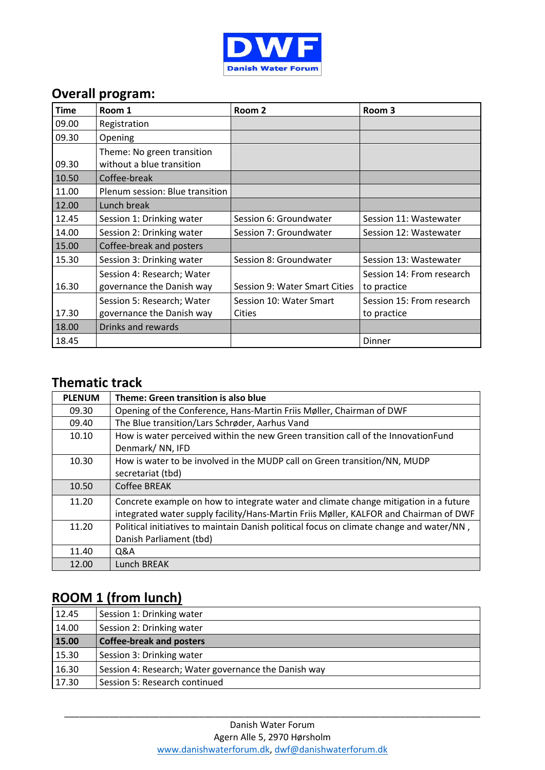DWF
Danish Water Forum

## Overall program:

| Time | Room 1 | Room 2 | Room 3 |
|---|---|---|---|
| 09.00 | Registration | | |
| 09.30 | Opening | | |
| 09.30 | Theme: No green transition without a blue transition | | |
| 10.50 | Coffee-break | | |
| 11.00 | Plenum session: Blue transition | | |
| 12.00 | Lunch break | | |
| 12.45 | Session 1: Drinking water | Session 6: Groundwater | Session 11: Wastewater |
| 14.00 | Session 2: Drinking water | Session 7: Groundwater | Session 12: Wastewater |
| 15.00 | Coffee-break and posters | | |
| 15.30 | Session 3: Drinking water | Session 8: Groundwater | Session 13: Wastewater |
| 16.30 | Session 4: Research; Water governance the Danish way | Session 9: Water Smart Cities | Session 14: From research to practice |
| 17.30 | Session 5: Research; Water governance the Danish way | Session 10: Water Smart Cities | Session 15: From research to practice |
| 18.00 | Drinks and rewards | | |
| 18.45 | | | Dinner |

## Thematic track

| PLENUM | Theme: Green transition is also blue |
|---|---|
| 09.30 | Opening of the Conference, Hans-Martin Friis Møller, Chairman of DWF |
| 09.40 | The Blue transition/Lars Schrøder, Aarhus Vand |
| 10.10 | How is water perceived within the new Green transition call of the InnovationFund Denmark/ NN, IFD |
| 10.30 | How is water to be involved in the MUDP call on Green transition/NN, MUDP secretariat (tbd) |
| 10.50 | Coffee BREAK |
| 11.20 | Concrete example on how to integrate water and climate change mitigation in a future integrated water supply facility/Hans-Martin Friis Møller, KALFOR and Chairman of DWF |
| 11.20 | Political initiatives to maintain Danish political focus on climate change and water/NN , Danish Parliament (tbd) |
| 11.40 | Q&A |
| 12.00 | Lunch BREAK |

## ROOM 1 (from lunch)

| | |
|---|---|
| 12.45 | Session 1: Drinking water |
| 14.00 | Session 2: Drinking water |
| **15.00** | **Coffee-break and posters** |
| 15.30 | Session 3: Drinking water |
| 16.30 | Session 4: Research; Water governance the Danish way |
| 17.30 | Session 5: Research continued |

Danish Water Forum
Agern Alle 5, 2970 Hørsholm
www.danishwaterforum.dk, dwf@danishwaterforum.dk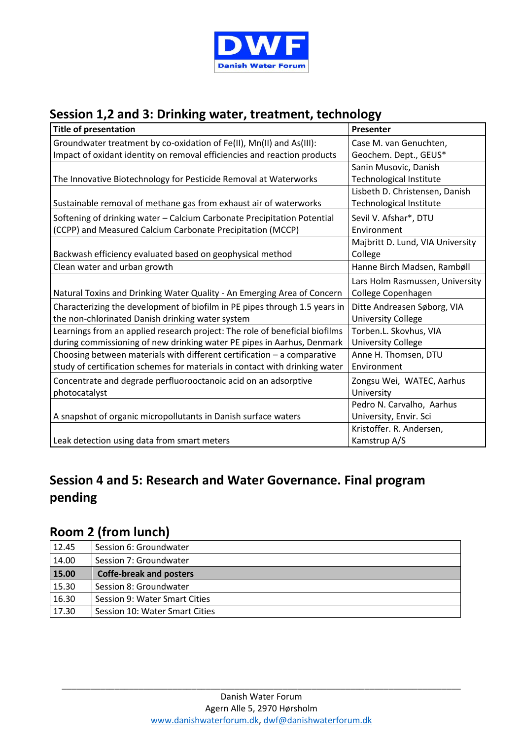## Session 1,2 and 3: Drinking water, treatment, technology

| Title of presentation | Presenter |
|---|---|
| Groundwater treatment by co-oxidation of Fe(II), Mn(II) and As(III): Impact of oxidant identity on removal efficiencies and reaction products | Case M. van Genuchten, Geochem. Dept., GEUS* |
| The Innovative Biotechnology for Pesticide Removal at Waterworks | Sanin Musovic, Danish Technological Institute |
| Sustainable removal of methane gas from exhaust air of waterworks | Lisbeth D. Christensen, Danish Technological Institute |
| Softening of drinking water – Calcium Carbonate Precipitation Potential (CCPP) and Measured Calcium Carbonate Precipitation (MCCP) | Sevil V. Afshar*, DTU Environment |
| Backwash efficiency evaluated based on geophysical method | Majbritt D. Lund, VIA University College |
| Clean water and urban growth | Hanne Birch Madsen, Rambøll |
| Natural Toxins and Drinking Water Quality - An Emerging Area of Concern | Lars Holm Rasmussen, University College Copenhagen |
| Characterizing the development of biofilm in PE pipes through 1.5 years in the non-chlorinated Danish drinking water system | Ditte Andreasen Søborg, VIA University College |
| Learnings from an applied research project: The role of beneficial biofilms during commissioning of new drinking water PE pipes in Aarhus, Denmark | Torben.L. Skovhus, VIA University College |
| Choosing between materials with different certification – a comparative study of certification schemes for materials in contact with drinking water | Anne H. Thomsen, DTU Environment |
| Concentrate and degrade perfluorooctanoic acid on an adsorptive photocatalyst | Zongsu Wei, WATEC, Aarhus University |
| A snapshot of organic micropollutants in Danish surface waters | Pedro N. Carvalho, Aarhus University, Envir. Sci |
| Leak detection using data from smart meters | Kristoffer. R. Andersen, Kamstrup A/S |

## Session 4 and 5: Research and Water Governance. Final program pending

## Room 2 (from lunch)

| | |
|---|---|
| 12.45 | Session 6: Groundwater |
| 14.00 | Session 7: Groundwater |
| **15.00** | **Coffe-break and posters** |
| 15.30 | Session 8: Groundwater |
| 16.30 | Session 9: Water Smart Cities |
| 17.30 | Session 10: Water Smart Cities |

Danish Water Forum
Agern Alle 5, 2970 Hørsholm
www.danishwaterforum.dk, dwf@danishwaterforum.dk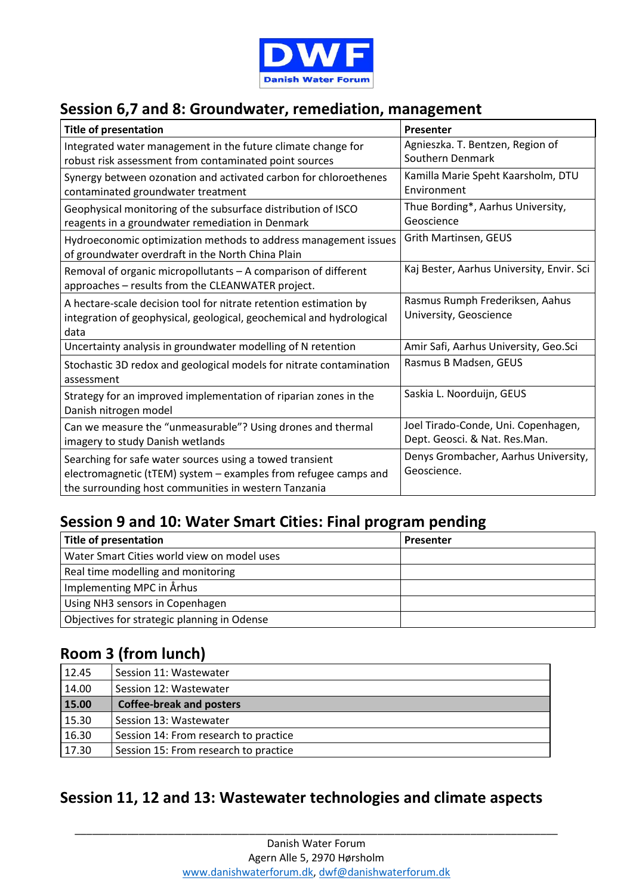## Session 6,7 and 8: Groundwater, remediation, management

| Title of presentation | Presenter |
|---|---|
| Integrated water management in the future climate change for robust risk assessment from contaminated point sources | Agnieszka. T. Bentzen, Region of Southern Denmark |
| Synergy between ozonation and activated carbon for chloroethenes contaminated groundwater treatment | Kamilla Marie Speht Kaarsholm, DTU Environment |
| Geophysical monitoring of the subsurface distribution of ISCO reagents in a groundwater remediation in Denmark | Thue Bording*, Aarhus University, Geoscience |
| Hydroeconomic optimization methods to address management issues of groundwater overdraft in the North China Plain | Grith Martinsen, GEUS |
| Removal of organic micropollutants – A comparison of different approaches – results from the CLEANWATER project. | Kaj Bester, Aarhus University, Envir. Sci |
| A hectare-scale decision tool for nitrate retention estimation by integration of geophysical, geological, geochemical and hydrological data | Rasmus Rumph Frederiksen, Aahus University, Geoscience |
| Uncertainty analysis in groundwater modelling of N retention | Amir Safi, Aarhus University, Geo.Sci |
| Stochastic 3D redox and geological models for nitrate contamination assessment | Rasmus B Madsen, GEUS |
| Strategy for an improved implementation of riparian zones in the Danish nitrogen model | Saskia L. Noorduijn, GEUS |
| Can we measure the "unmeasurable"? Using drones and thermal imagery to study Danish wetlands | Joel Tirado-Conde, Uni. Copenhagen, Dept. Geosci. & Nat. Res.Man. |
| Searching for safe water sources using a towed transient electromagnetic (tTEM) system – examples from refugee camps and the surrounding host communities in western Tanzania | Denys Grombacher, Aarhus University, Geoscience. |

## Session 9 and 10: Water Smart Cities: Final program pending

| Title of presentation | Presenter |
|---|---|
| Water Smart Cities world view on model uses | |
| Real time modelling and monitoring | |
| Implementing MPC in Århus | |
| Using NH3 sensors in Copenhagen | |
| Objectives for strategic planning in Odense | |

## Room 3 (from lunch)

| | |
|---|---|
| 12.45 | Session 11: Wastewater |
| 14.00 | Session 12: Wastewater |
| **15.00** | **Coffee-break and posters** |
| 15.30 | Session 13: Wastewater |
| 16.30 | Session 14: From research to practice |
| 17.30 | Session 15: From research to practice |

## Session 11, 12 and 13: Wastewater technologies and climate aspects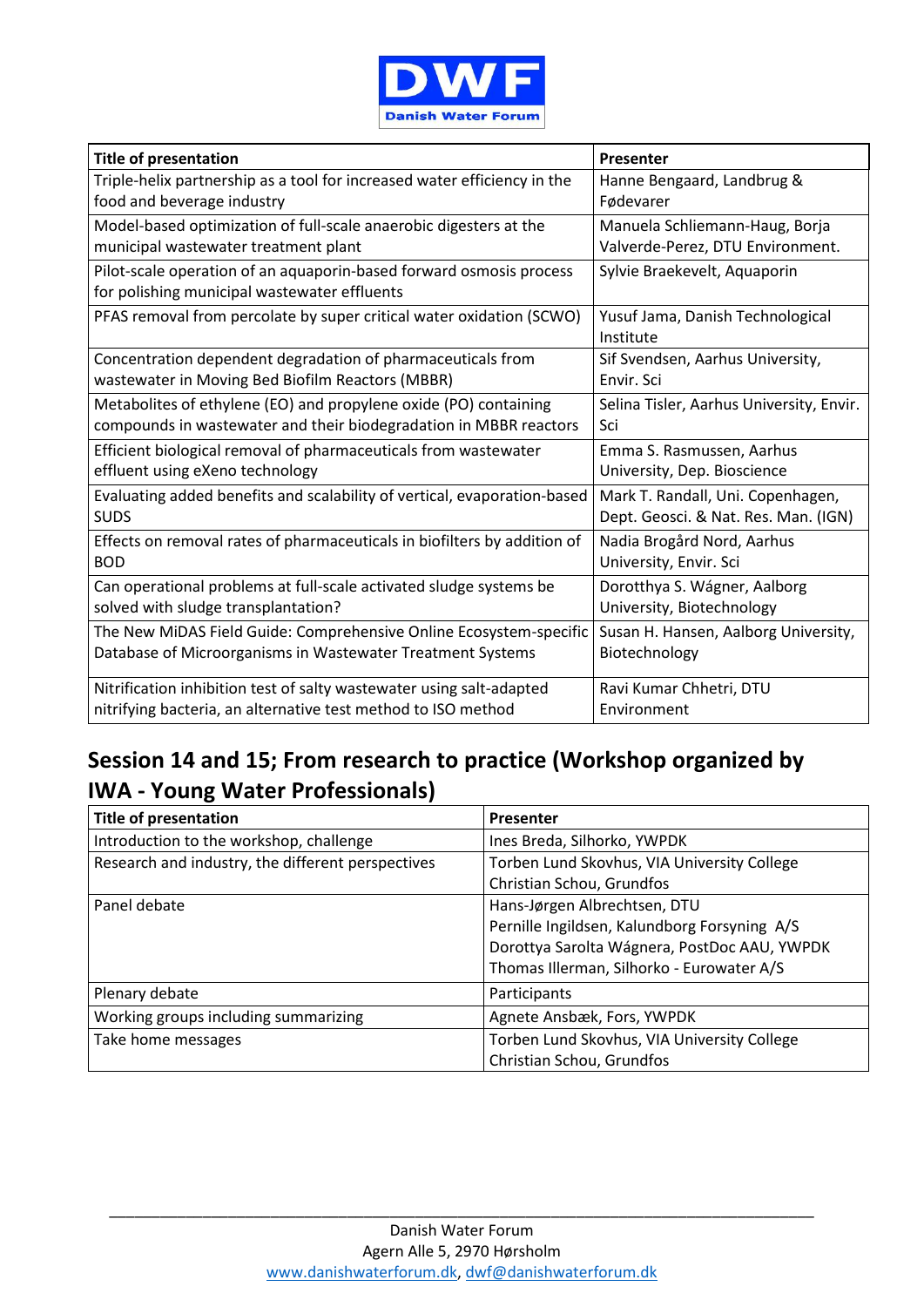| Title of presentation | Presenter |
|---|---|
| Triple-helix partnership as a tool for increased water efficiency in the food and beverage industry | Hanne Bengaard, Landbrug & Fødevarer |
| Model-based optimization of full-scale anaerobic digesters at the municipal wastewater treatment plant | Manuela Schliemann-Haug, Borja Valverde-Perez, DTU Environment. |
| Pilot-scale operation of an aquaporin-based forward osmosis process for polishing municipal wastewater effluents | Sylvie Braekevelt, Aquaporin |
| PFAS removal from percolate by super critical water oxidation (SCWO) | Yusuf Jama, Danish Technological Institute |
| Concentration dependent degradation of pharmaceuticals from wastewater in Moving Bed Biofilm Reactors (MBBR) | Sif Svendsen, Aarhus University, Envir. Sci |
| Metabolites of ethylene (EO) and propylene oxide (PO) containing compounds in wastewater and their biodegradation in MBBR reactors | Selina Tisler, Aarhus University, Envir. Sci |
| Efficient biological removal of pharmaceuticals from wastewater effluent using eXeno technology | Emma S. Rasmussen, Aarhus University, Dep. Bioscience |
| Evaluating added benefits and scalability of vertical, evaporation-based SUDS | Mark T. Randall, Uni. Copenhagen, Dept. Geosci. & Nat. Res. Man. (IGN) |
| Effects on removal rates of pharmaceuticals in biofilters by addition of BOD | Nadia Brogård Nord, Aarhus University, Envir. Sci |
| Can operational problems at full-scale activated sludge systems be solved with sludge transplantation? | Dorotthya S. Wágner, Aalborg University, Biotechnology |
| The New MiDAS Field Guide: Comprehensive Online Ecosystem-specific Database of Microorganisms in Wastewater Treatment Systems | Susan H. Hansen, Aalborg University, Biotechnology |
| Nitrification inhibition test of salty wastewater using salt-adapted nitrifying bacteria, an alternative test method to ISO method | Ravi Kumar Chhetri, DTU Environment |

## Session 14 and 15; From research to practice (Workshop organized by IWA - Young Water Professionals)

| Title of presentation | Presenter |
|---|---|
| Introduction to the workshop, challenge | Ines Breda, Silhorko, YWPDK |
| Research and industry, the different perspectives | Torben Lund Skovhus, VIA University College<br>Christian Schou, Grundfos |
| Panel debate | Hans-Jørgen Albrechtsen, DTU<br>Pernille Ingildsen, Kalundborg Forsyning A/S<br>Dorottya Sarolta Wágnera, PostDoc AAU, YWPDK<br>Thomas Illerman, Silhorko - Eurowater A/S |
| Plenary debate | Participants |
| Working groups including summarizing | Agnete Ansbæk, Fors, YWPDK |
| Take home messages | Torben Lund Skovhus, VIA University College<br>Christian Schou, Grundfos |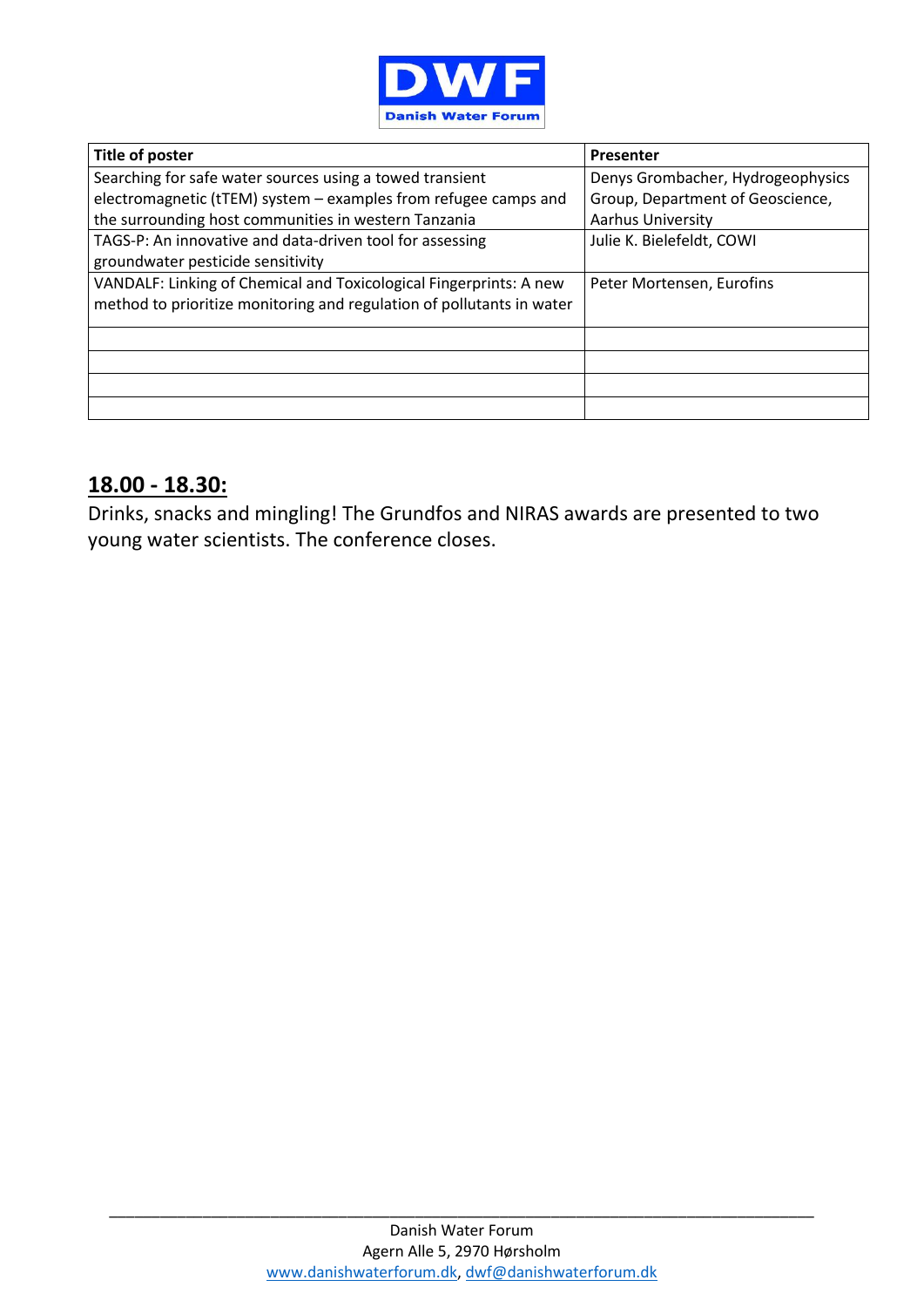| Title of poster | Presenter |
|---|---|
| Searching for safe water sources using a towed transient electromagnetic (tTEM) system – examples from refugee camps and the surrounding host communities in western Tanzania | Denys Grombacher, Hydrogeophysics Group, Department of Geoscience, Aarhus University |
| TAGS-P: An innovative and data-driven tool for assessing groundwater pesticide sensitivity | Julie K. Bielefeldt, COWI |
| VANDALF: Linking of Chemical and Toxicological Fingerprints: A new method to prioritize monitoring and regulation of pollutants in water | Peter Mortensen, Eurofins |
| | |
| | |
| | |
| | |

## 18.00 - 18.30:

Drinks, snacks and mingling! The Grundfos and NIRAS awards are presented to two young water scientists. The conference closes.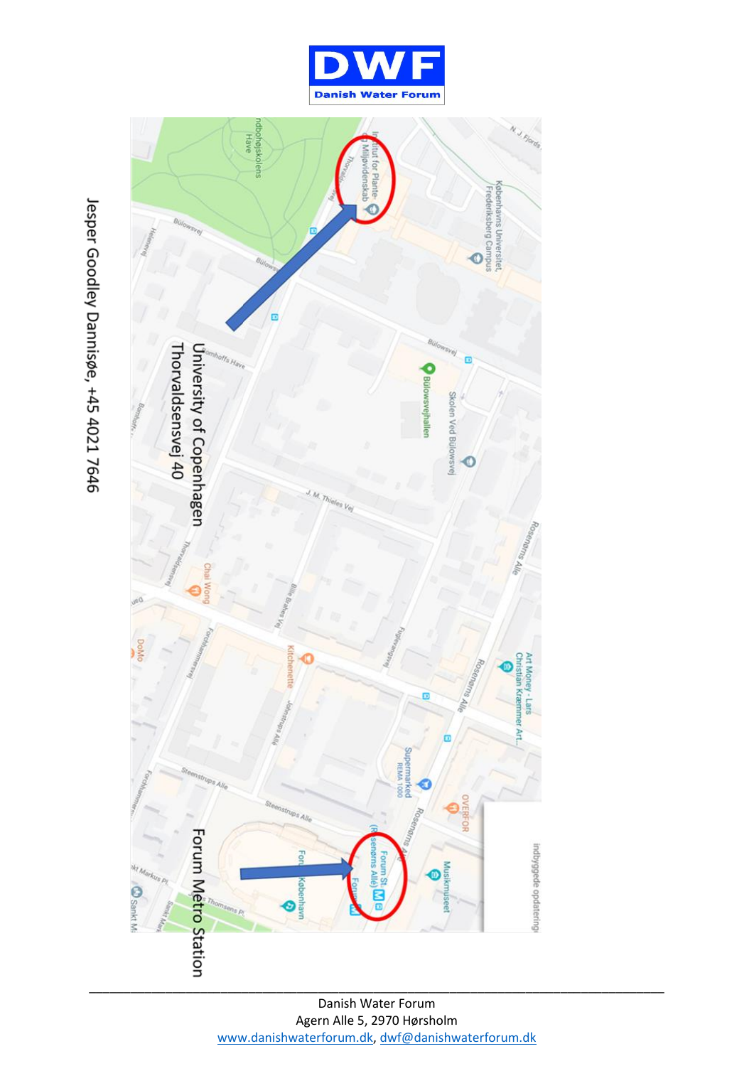Jesper Goodley Dannisøe, +45 4021 7646

University of Copenhagen

Thorvaldsensvej 40

Forum Metro Station

Danish Water Forum

Agern Alle 5, 2970 Hørsholm

www.danishwaterforum.dk, dwf@danishwaterforum.dk